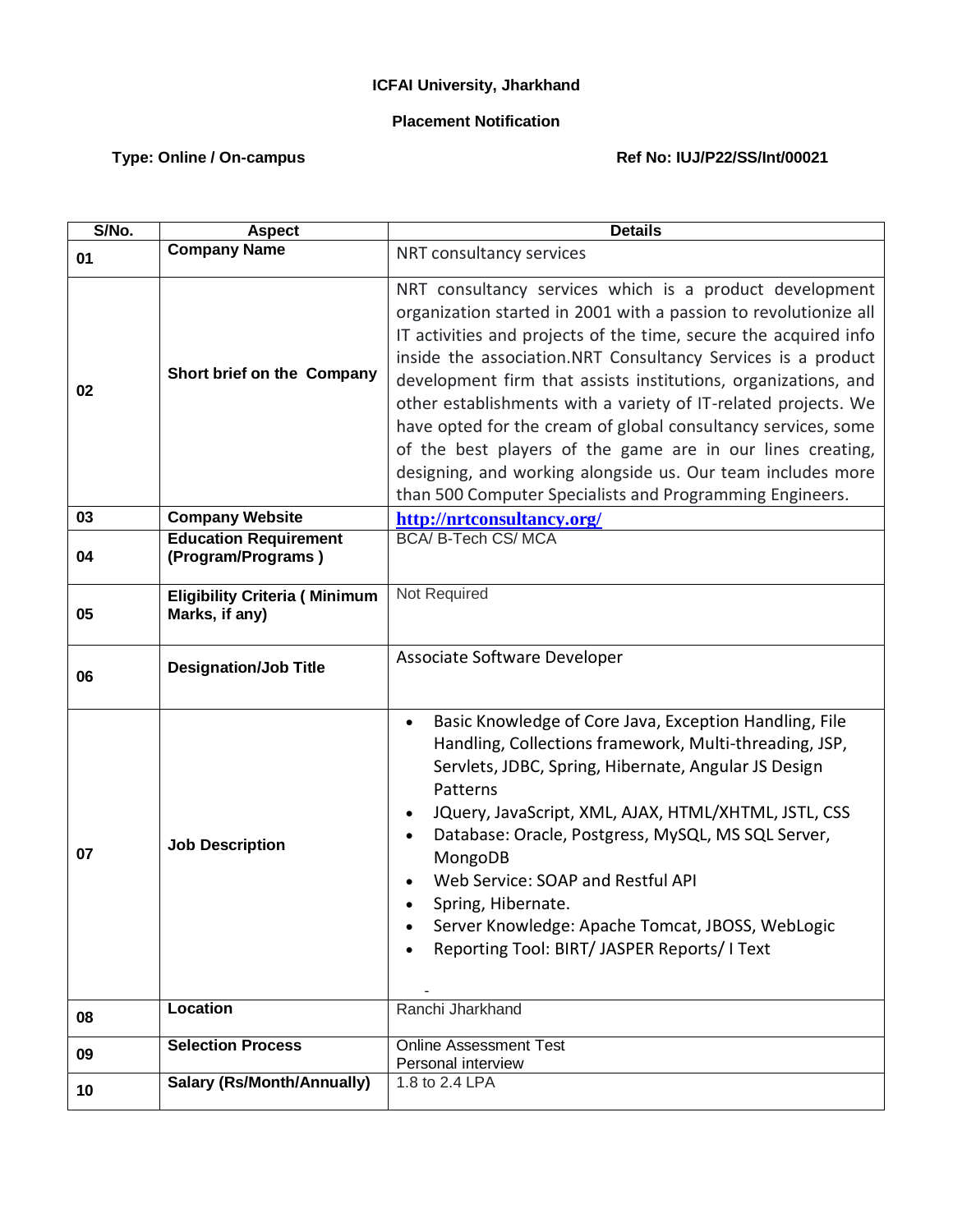**ICFAI University, Jharkhand**

**Placement Notification**

**Type: Online / On-campus** **Ref No: IUJ/P22/SS/Int/00021**

| S/No. | Aspect | Details |
|---|---|---|
| 01 | **Company Name** | NRT consultancy services |
| 02 | **Short brief on the Company** | NRT consultancy services which is a product development organization started in 2001 with a passion to revolutionize all IT activities and projects of the time, secure the acquired info inside the association.NRT Consultancy Services is a product development firm that assists institutions, organizations, and other establishments with a variety of IT-related projects. We have opted for the cream of global consultancy services, some of the best players of the game are in our lines creating, designing, and working alongside us. Our team includes more than 500 Computer Specialists and Programming Engineers. |
| 03 | **Company Website** | http://nrtconsultancy.org/ |
| 04 | **Education Requirement (Program/Programs )** | BCA/ B-Tech CS/ MCA |
| 05 | **Eligibility Criteria ( Minimum Marks, if any)** | Not Required |
| 06 | **Designation/Job Title** | Associate Software Developer |
| 07 | **Job Description** | • Basic Knowledge of Core Java, Exception Handling, File Handling, Collections framework, Multi-threading, JSP, Servlets, JDBC, Spring, Hibernate, Angular JS Design Patterns<br>• JQuery, JavaScript, XML, AJAX, HTML/XHTML, JSTL, CSS<br>• Database: Oracle, Postgress, MySQL, MS SQL Server, MongoDB<br>• Web Service: SOAP and Restful API<br>• Spring, Hibernate.<br>• Server Knowledge: Apache Tomcat, JBOSS, WebLogic<br>• Reporting Tool: BIRT/ JASPER Reports/ I Text<br>- |
| 08 | **Location** | Ranchi Jharkhand |
| 09 | **Selection Process** | Online Assessment Test<br>Personal interview |
| 10 | **Salary (Rs/Month/Annually)** | 1.8 to 2.4 LPA |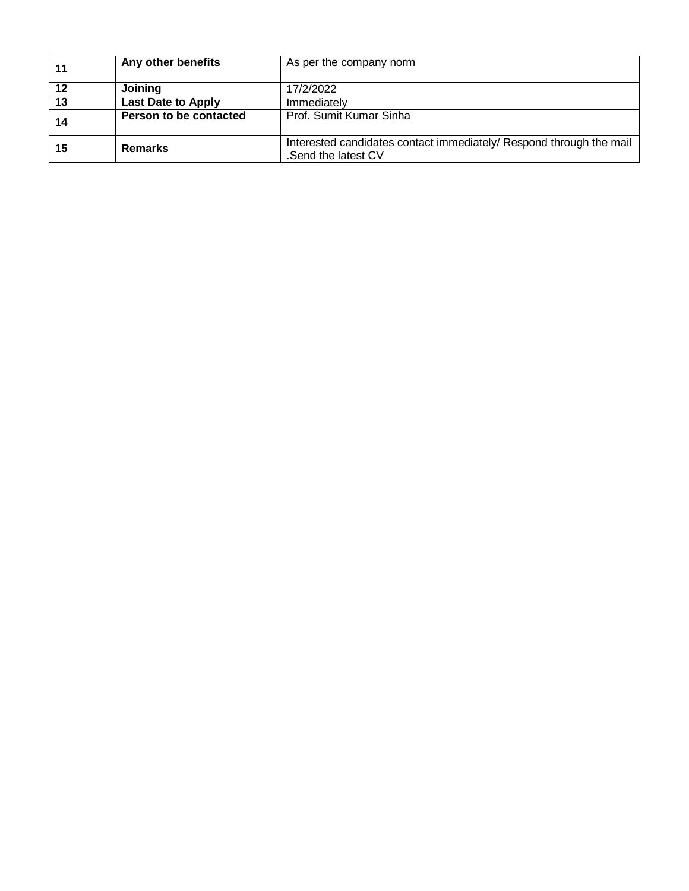| | | |
|---|---|---|
| 11 | **Any other benefits** | As per the company norm |
| 12 | **Joining** | 17/2/2022 |
| 13 | **Last Date to Apply** | Immediately |
| 14 | **Person to be contacted** | Prof. Sumit Kumar Sinha |
| 15 | **Remarks** | Interested candidates contact immediately/ Respond through the mail .Send the latest CV |